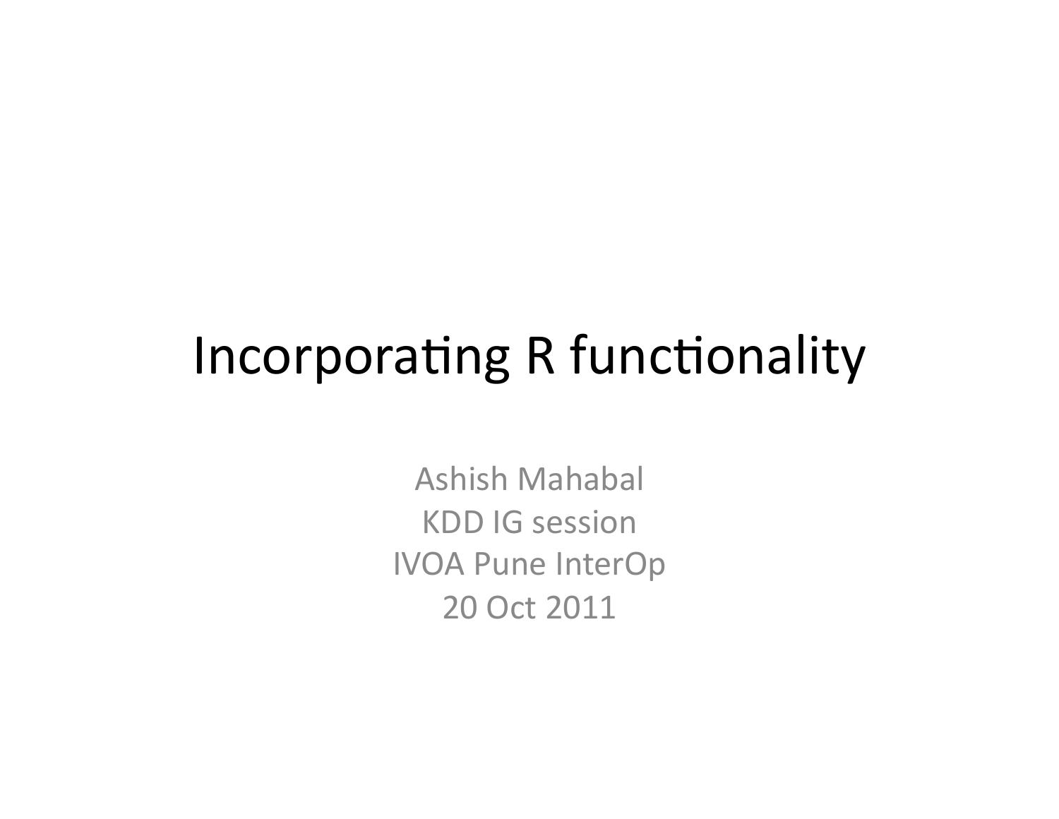# Incorporating R functionality

Ashish Mahabal
KDD IG session
IVOA Pune InterOp
20 Oct 2011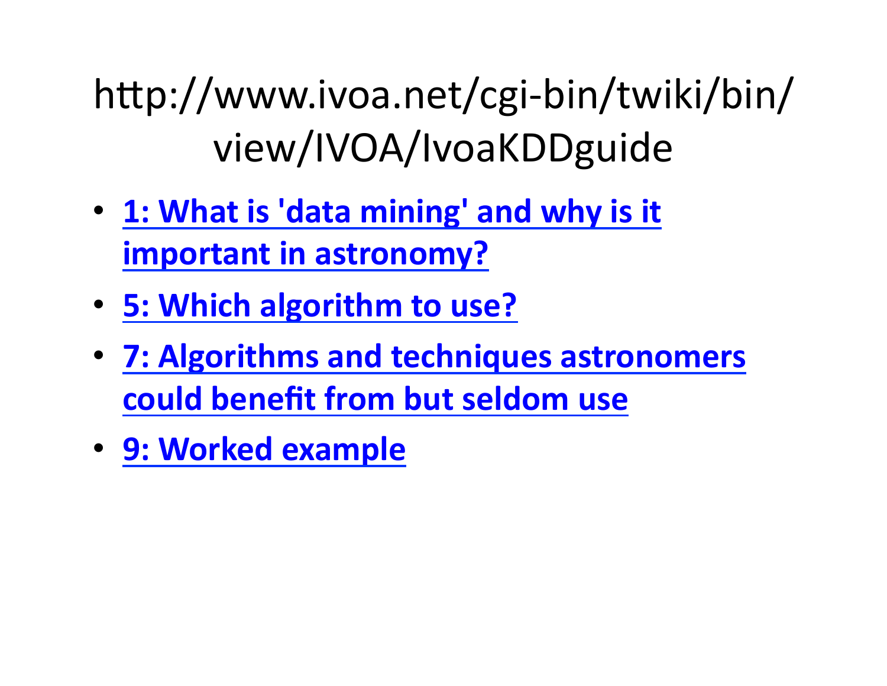# http://www.ivoa.net/cgi-bin/twiki/bin/view/IVOA/IvoaKDDguide

- **1: What is 'data mining' and why is it important in astronomy?**
- **5: Which algorithm to use?**
- **7: Algorithms and techniques astronomers could benefit from but seldom use**
- **9: Worked example**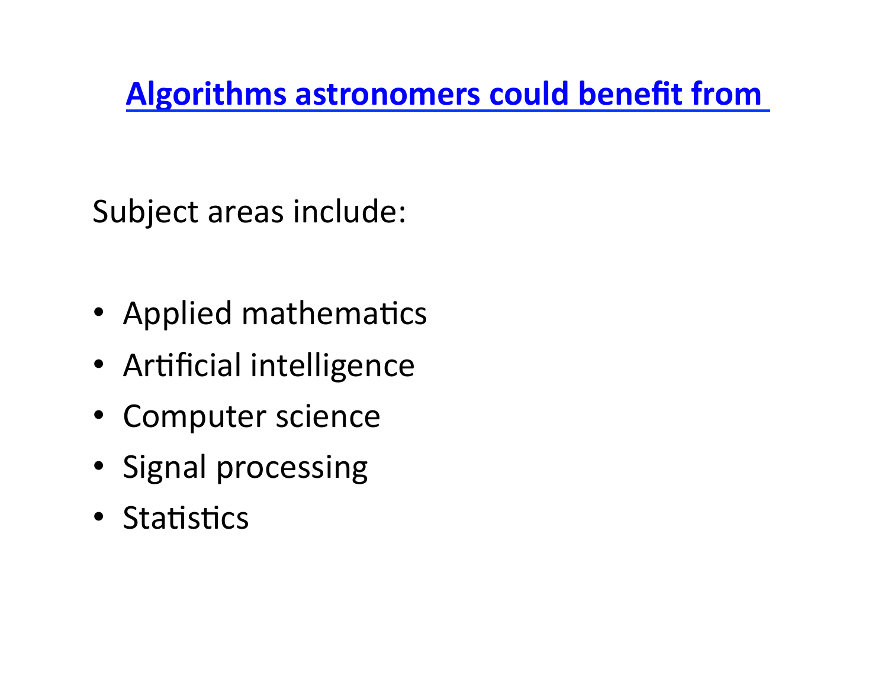## Algorithms astronomers could benefit from

Subject areas include:

- Applied mathematics
- Artificial intelligence
- Computer science
- Signal processing
- Statistics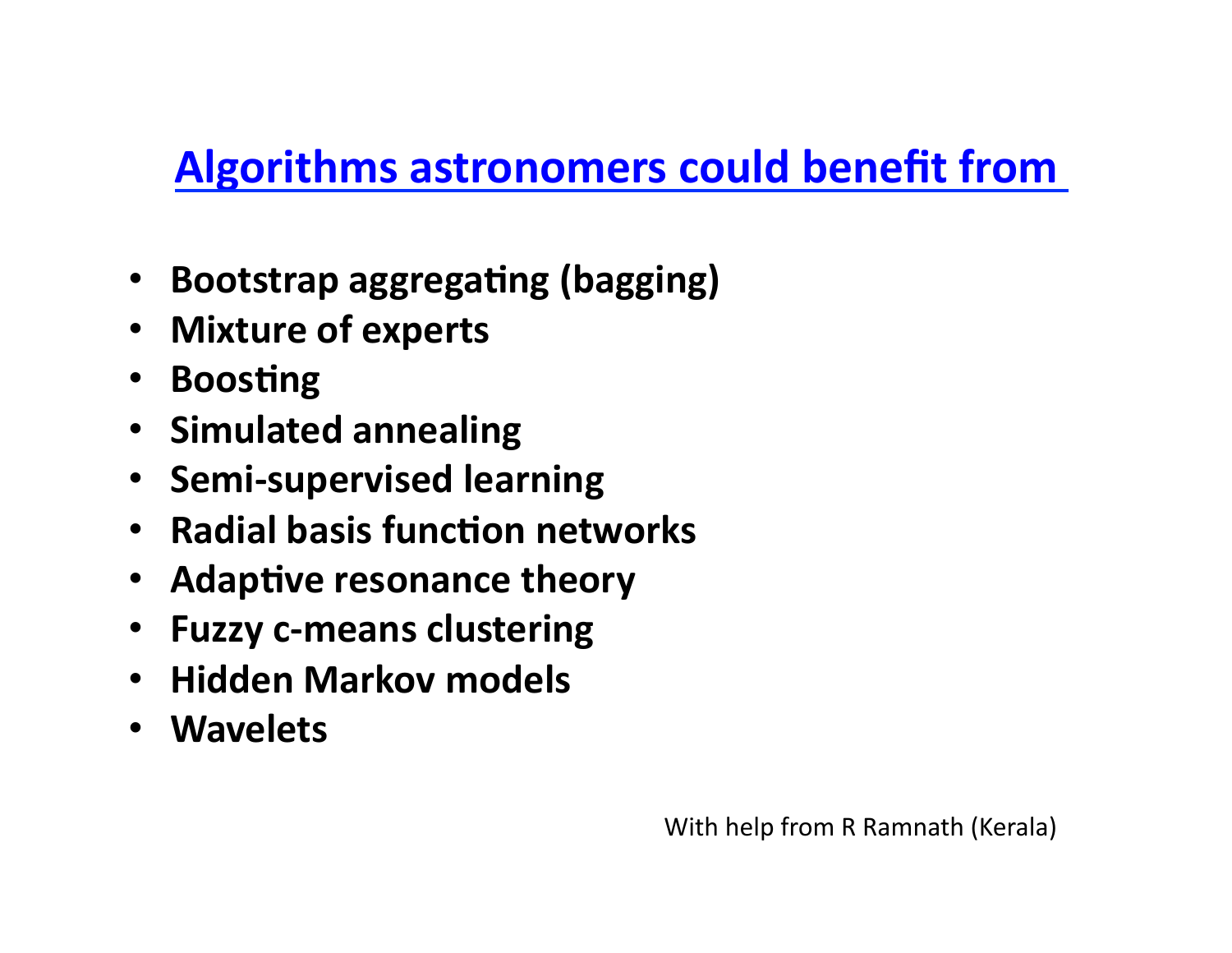## Algorithms astronomers could benefit from

- **Bootstrap aggregating (bagging)**
- **Mixture of experts**
- **Boosting**
- **Simulated annealing**
- **Semi-supervised learning**
- **Radial basis function networks**
- **Adaptive resonance theory**
- **Fuzzy c-means clustering**
- **Hidden Markov models**
- **Wavelets**

With help from R Ramnath (Kerala)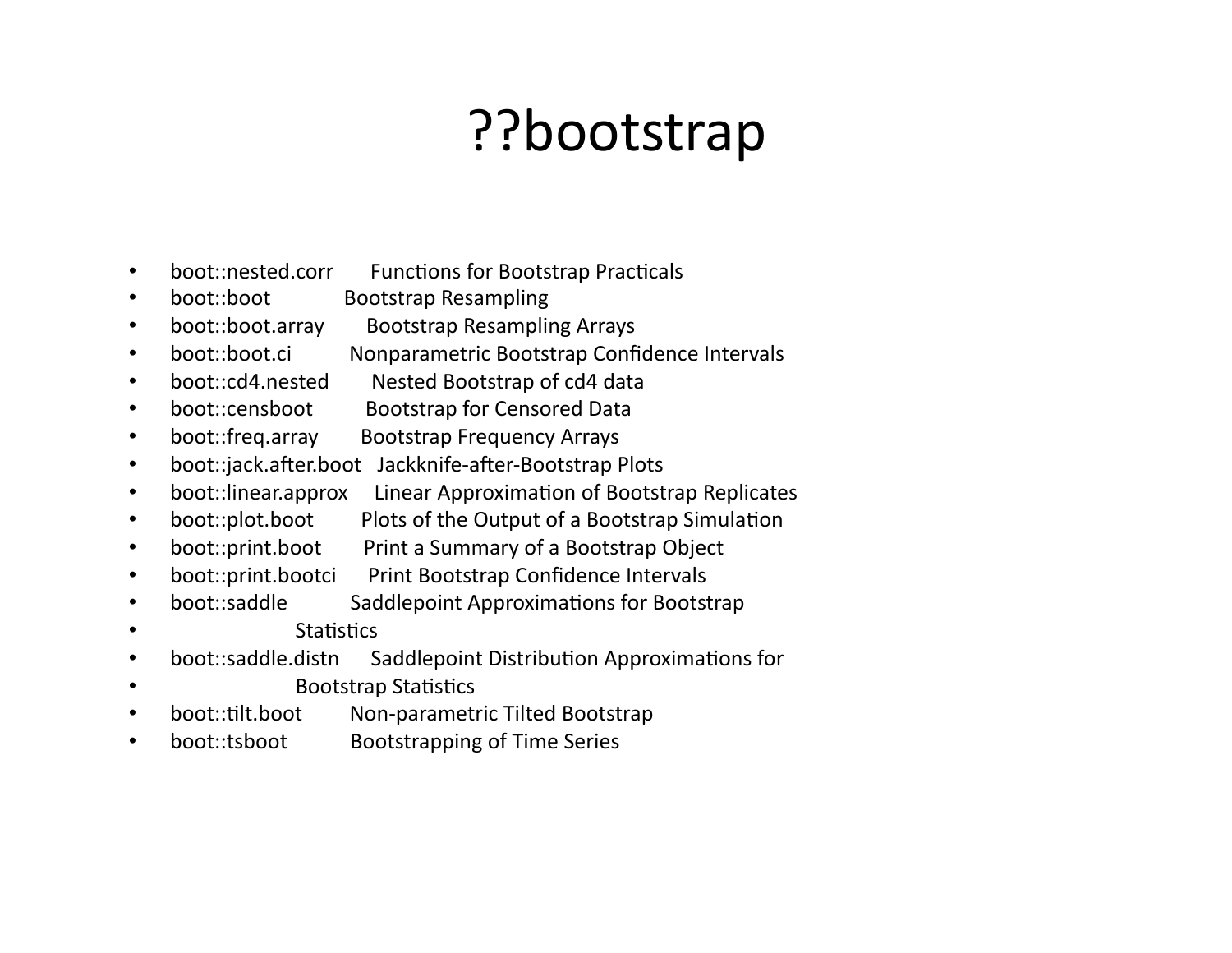# ??bootstrap

- boot::nested.corr Functions for Bootstrap Practicals
- boot::boot Bootstrap Resampling
- boot::boot.array Bootstrap Resampling Arrays
- boot::boot.ci Nonparametric Bootstrap Confidence Intervals
- boot::cd4.nested Nested Bootstrap of cd4 data
- boot::censboot Bootstrap for Censored Data
- boot::freq.array Bootstrap Frequency Arrays
- boot::jack.after.boot Jackknife-after-Bootstrap Plots
- boot::linear.approx Linear Approximation of Bootstrap Replicates
- boot::plot.boot Plots of the Output of a Bootstrap Simulation
- boot::print.boot Print a Summary of a Bootstrap Object
- boot::print.bootci Print Bootstrap Confidence Intervals
- boot::saddle Saddlepoint Approximations for Bootstrap
- Statistics
- boot::saddle.distn Saddlepoint Distribution Approximations for
- Bootstrap Statistics
- boot::tilt.boot Non-parametric Tilted Bootstrap
- boot::tsboot Bootstrapping of Time Series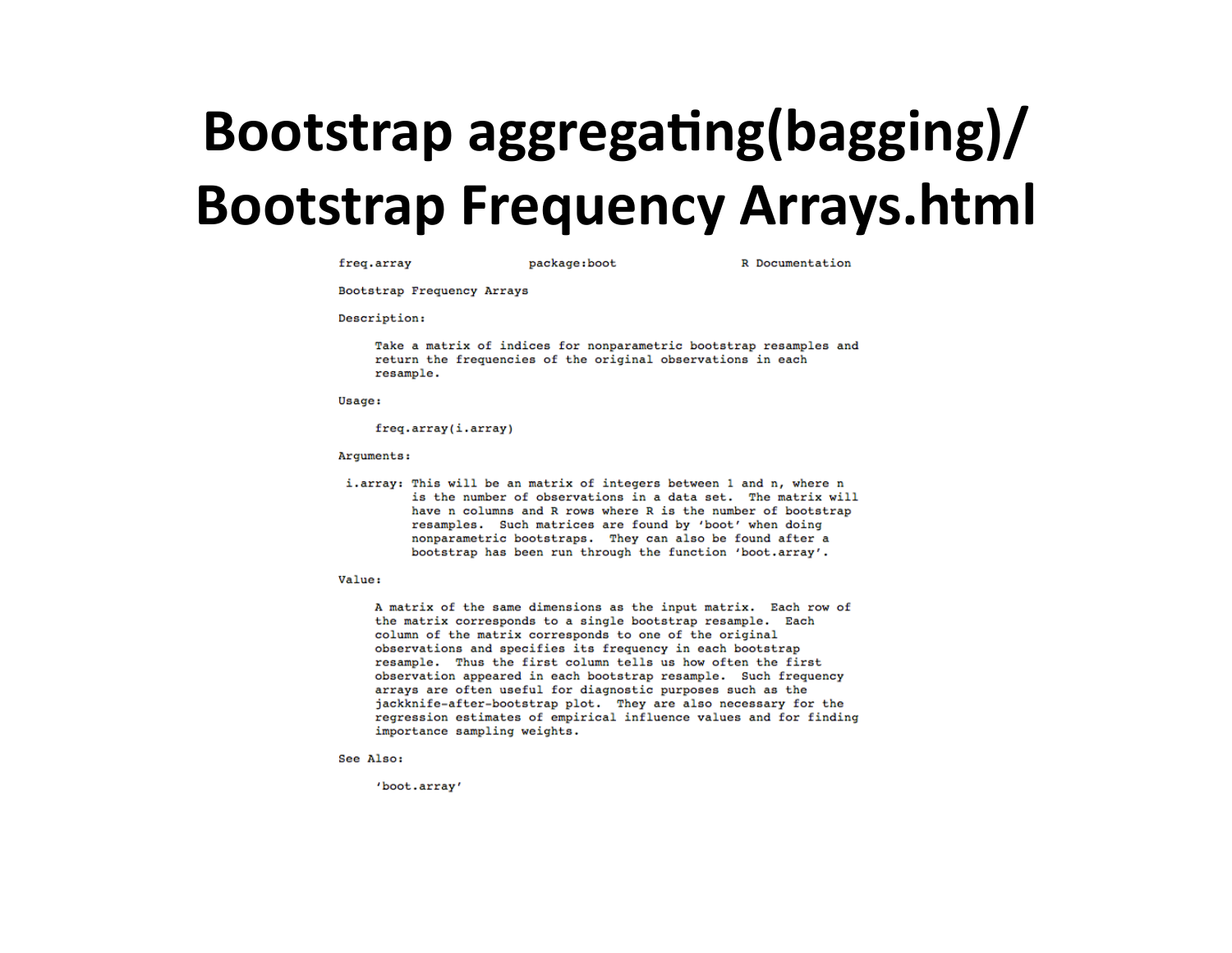# Bootstrap aggregating(bagging)/ Bootstrap Frequency Arrays.html

```
freq.array              package:boot                R Documentation

Bootstrap Frequency Arrays

Description:

     Take a matrix of indices for nonparametric bootstrap resamples and
     return the frequencies of the original observations in each
     resample.

Usage:

     freq.array(i.array)

Arguments:

 i.array: This will be an matrix of integers between 1 and n, where n
          is the number of observations in a data set.  The matrix will
          have n columns and R rows where R is the number of bootstrap
          resamples.  Such matrices are found by 'boot' when doing
          nonparametric bootstraps.  They can also be found after a
          bootstrap has been run through the function 'boot.array'.

Value:

     A matrix of the same dimensions as the input matrix.  Each row of
     the matrix corresponds to a single bootstrap resample.  Each
     column of the matrix corresponds to one of the original
     observations and specifies its frequency in each bootstrap
     resample.  Thus the first column tells us how often the first
     observation appeared in each bootstrap resample.  Such frequency
     arrays are often useful for diagnostic purposes such as the
     jackknife-after-bootstrap plot.  They are also necessary for the
     regression estimates of empirical influence values and for finding
     importance sampling weights.

See Also:

     'boot.array'
```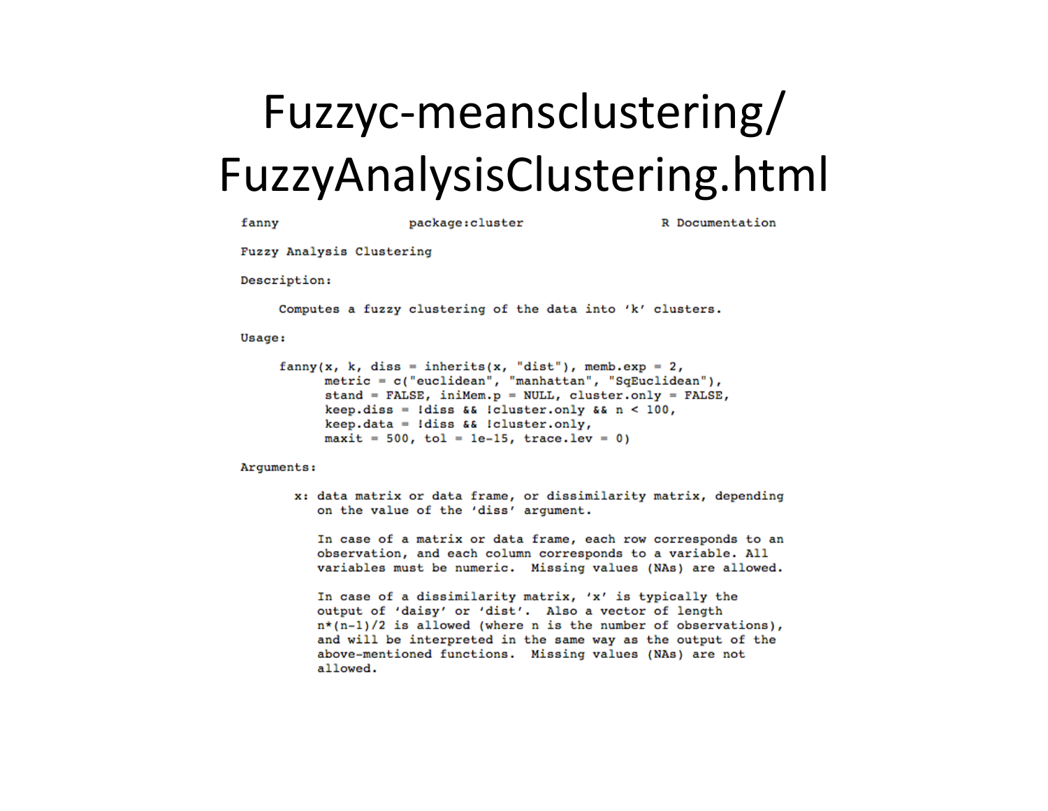# Fuzzyc-meansclustering/ FuzzyAnalysisClustering.html

```
fanny                  package:cluster                  R Documentation

Fuzzy Analysis Clustering

Description:

     Computes a fuzzy clustering of the data into 'k' clusters.

Usage:

     fanny(x, k, diss = inherits(x, "dist"), memb.exp = 2,
           metric = c("euclidean", "manhattan", "SqEuclidean"),
           stand = FALSE, iniMem.p = NULL, cluster.only = FALSE,
           keep.diss = !diss && !cluster.only && n < 100,
           keep.data = !diss && !cluster.only,
           maxit = 500, tol = 1e-15, trace.lev = 0)

Arguments:

       x: data matrix or data frame, or dissimilarity matrix, depending
          on the value of the 'diss' argument.

          In case of a matrix or data frame, each row corresponds to an
          observation, and each column corresponds to a variable. All
          variables must be numeric.  Missing values (NAs) are allowed.

          In case of a dissimilarity matrix, 'x' is typically the
          output of 'daisy' or 'dist'.  Also a vector of length
          n*(n-1)/2 is allowed (where n is the number of observations),
          and will be interpreted in the same way as the output of the
          above-mentioned functions.  Missing values (NAs) are not
          allowed.
```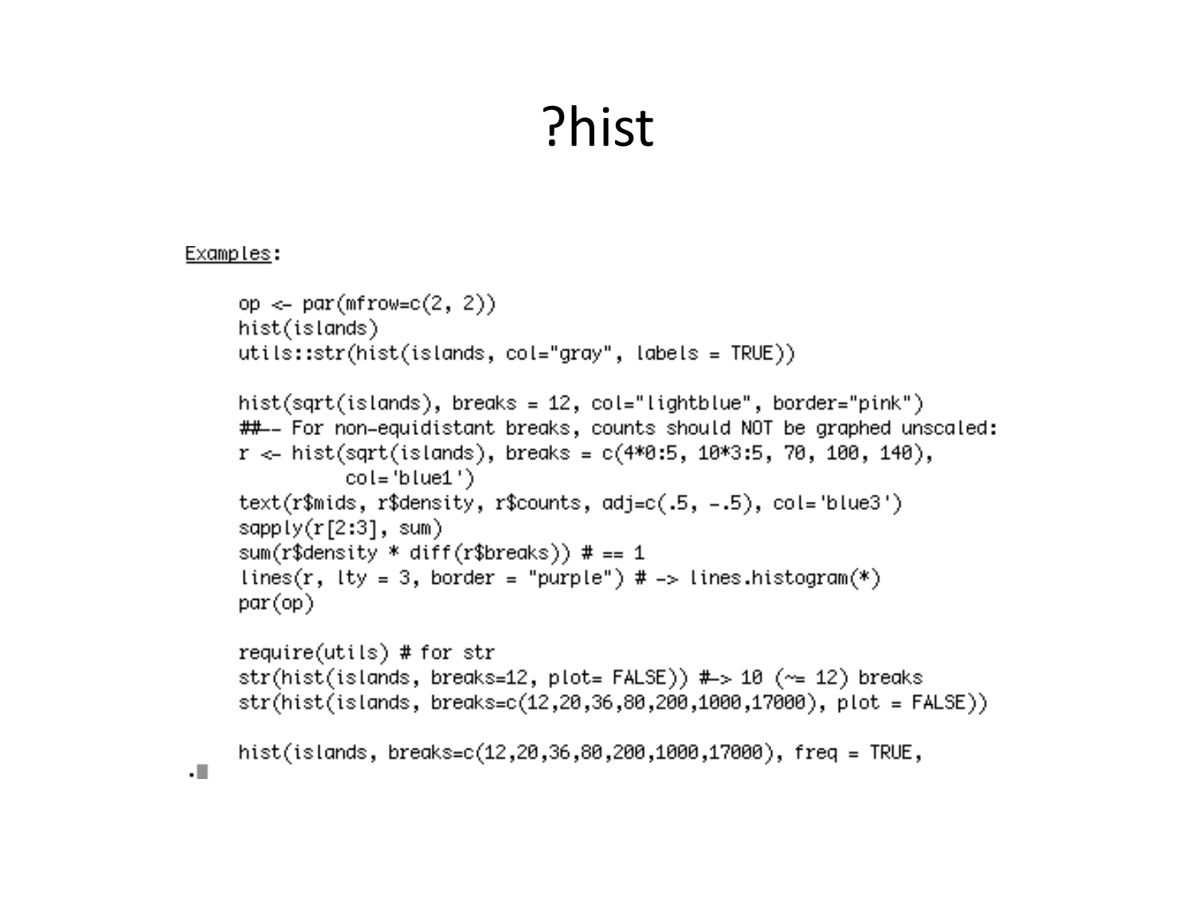# ?hist

Examples:

```
op <- par(mfrow=c(2, 2))
hist(islands)
utils::str(hist(islands, col="gray", labels = TRUE))

hist(sqrt(islands), breaks = 12, col="lightblue", border="pink")
##-- For non-equidistant breaks, counts should NOT be graphed unscaled:
r <- hist(sqrt(islands), breaks = c(4*0:5, 10*3:5, 70, 100, 140),
          col='blue1')
text(r$mids, r$density, r$counts, adj=c(.5, -.5), col='blue3')
sapply(r[2:3], sum)
sum(r$density * diff(r$breaks)) # == 1
lines(r, lty = 3, border = "purple") # -> lines.histogram(*)
par(op)

require(utils) # for str
str(hist(islands, breaks=12, plot= FALSE)) #-> 10 (~= 12) breaks
str(hist(islands, breaks=c(12,20,36,80,200,1000,17000), plot = FALSE))

hist(islands, breaks=c(12,20,36,80,200,1000,17000), freq = TRUE,
```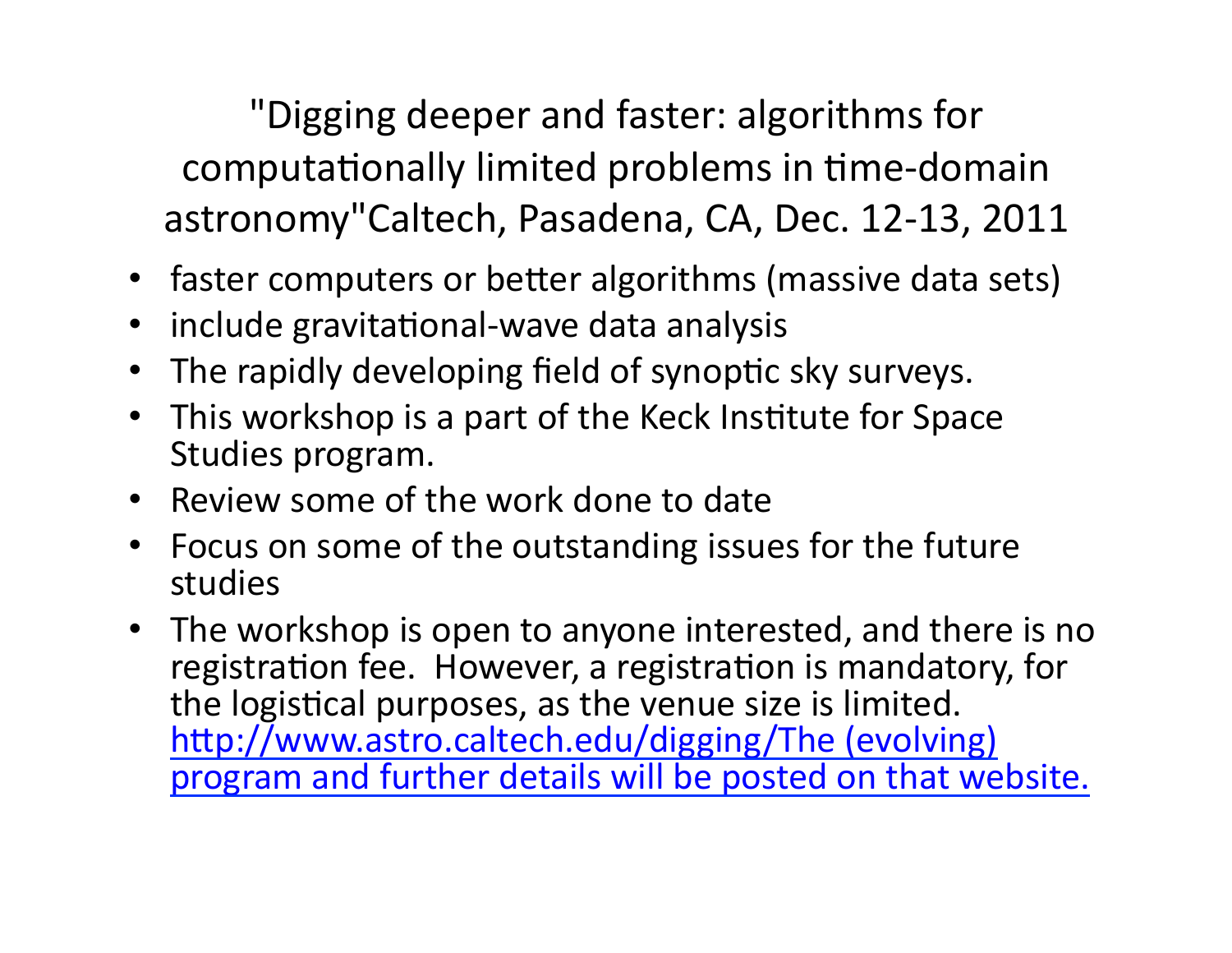# "Digging deeper and faster: algorithms for computationally limited problems in time-domain astronomy"Caltech, Pasadena, CA, Dec. 12-13, 2011

- faster computers or better algorithms (massive data sets)
- include gravitational-wave data analysis
- The rapidly developing field of synoptic sky surveys.
- This workshop is a part of the Keck Institute for Space Studies program.
- Review some of the work done to date
- Focus on some of the outstanding issues for the future studies
- The workshop is open to anyone interested, and there is no registration fee. However, a registration is mandatory, for the logistical purposes, as the venue size is limited. [http://www.astro.caltech.edu/digging/The (evolving) program and further details will be posted on that website.](http://www.astro.caltech.edu/digging/)